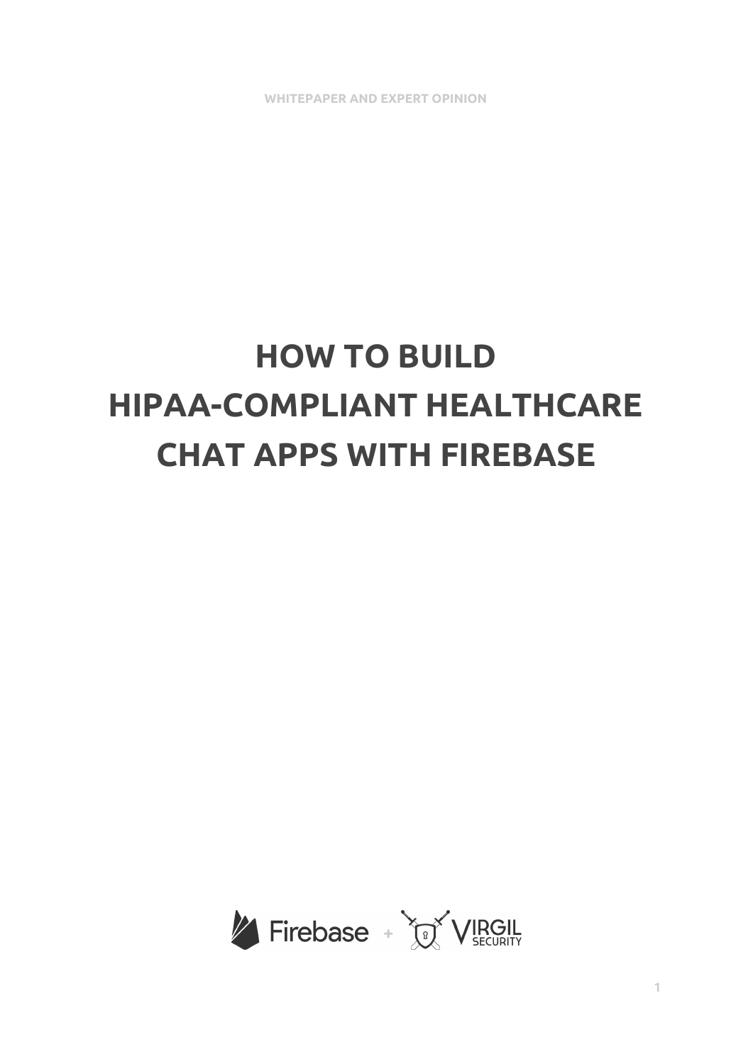WHITEPAPER AND EXPERT OPINION

# HOW TO BUILD HIPAA-COMPLIANT HEALTHCARE CHAT APPS WITH FIREBASE

Firebase + VIRGIL SECURITY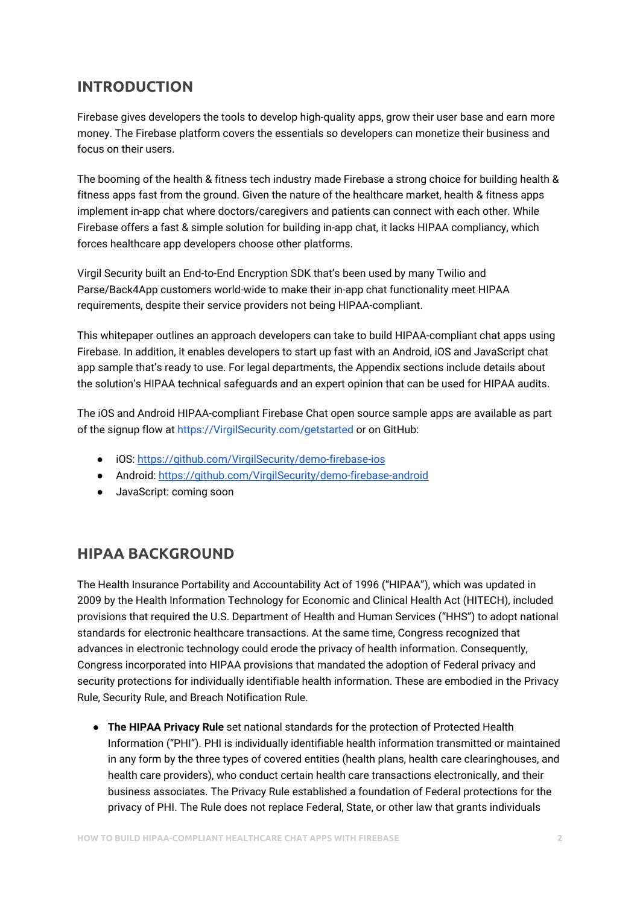## INTRODUCTION

Firebase gives developers the tools to develop high-quality apps, grow their user base and earn more money. The Firebase platform covers the essentials so developers can monetize their business and focus on their users.

The booming of the health & fitness tech industry made Firebase a strong choice for building health & fitness apps fast from the ground. Given the nature of the healthcare market, health & fitness apps implement in-app chat where doctors/caregivers and patients can connect with each other. While Firebase offers a fast & simple solution for building in-app chat, it lacks HIPAA compliancy, which forces healthcare app developers choose other platforms.

Virgil Security built an End-to-End Encryption SDK that's been used by many Twilio and Parse/Back4App customers world-wide to make their in-app chat functionality meet HIPAA requirements, despite their service providers not being HIPAA-compliant.

This whitepaper outlines an approach developers can take to build HIPAA-compliant chat apps using Firebase. In addition, it enables developers to start up fast with an Android, iOS and JavaScript chat app sample that's ready to use. For legal departments, the Appendix sections include details about the solution's HIPAA technical safeguards and an expert opinion that can be used for HIPAA audits.

The iOS and Android HIPAA-compliant Firebase Chat open source sample apps are available as part of the signup flow at https://VirgilSecurity.com/getstarted or on GitHub:

- iOS: https://github.com/VirgilSecurity/demo-firebase-ios
- Android: https://github.com/VirgilSecurity/demo-firebase-android
- JavaScript: coming soon

## HIPAA BACKGROUND

The Health Insurance Portability and Accountability Act of 1996 ("HIPAA"), which was updated in 2009 by the Health Information Technology for Economic and Clinical Health Act (HITECH), included provisions that required the U.S. Department of Health and Human Services ("HHS") to adopt national standards for electronic healthcare transactions. At the same time, Congress recognized that advances in electronic technology could erode the privacy of health information. Consequently, Congress incorporated into HIPAA provisions that mandated the adoption of Federal privacy and security protections for individually identifiable health information. These are embodied in the Privacy Rule, Security Rule, and Breach Notification Rule.

- **The HIPAA Privacy Rule** set national standards for the protection of Protected Health Information ("PHI"). PHI is individually identifiable health information transmitted or maintained in any form by the three types of covered entities (health plans, health care clearinghouses, and health care providers), who conduct certain health care transactions electronically, and their business associates. The Privacy Rule established a foundation of Federal protections for the privacy of PHI. The Rule does not replace Federal, State, or other law that grants individuals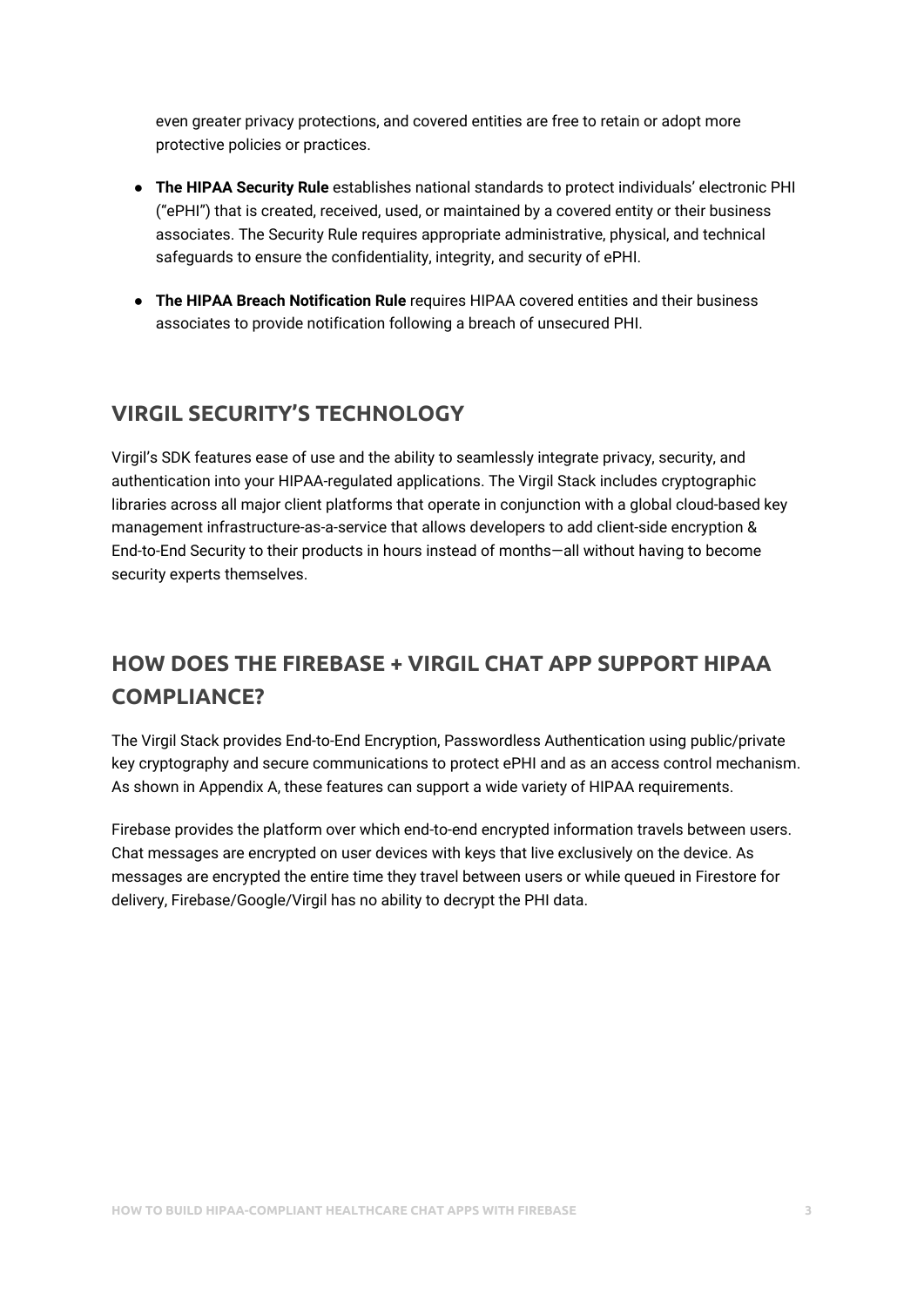even greater privacy protections, and covered entities are free to retain or adopt more protective policies or practices.

- **The HIPAA Security Rule** establishes national standards to protect individuals' electronic PHI ("ePHI") that is created, received, used, or maintained by a covered entity or their business associates. The Security Rule requires appropriate administrative, physical, and technical safeguards to ensure the confidentiality, integrity, and security of ePHI.
- **The HIPAA Breach Notification Rule** requires HIPAA covered entities and their business associates to provide notification following a breach of unsecured PHI.

## VIRGIL SECURITY'S TECHNOLOGY

Virgil's SDK features ease of use and the ability to seamlessly integrate privacy, security, and authentication into your HIPAA-regulated applications. The Virgil Stack includes cryptographic libraries across all major client platforms that operate in conjunction with a global cloud-based key management infrastructure-as-a-service that allows developers to add client-side encryption & End-to-End Security to their products in hours instead of months—all without having to become security experts themselves.

## HOW DOES THE FIREBASE + VIRGIL CHAT APP SUPPORT HIPAA COMPLIANCE?

The Virgil Stack provides End-to-End Encryption, Passwordless Authentication using public/private key cryptography and secure communications to protect ePHI and as an access control mechanism. As shown in Appendix A, these features can support a wide variety of HIPAA requirements.

Firebase provides the platform over which end-to-end encrypted information travels between users. Chat messages are encrypted on user devices with keys that live exclusively on the device. As messages are encrypted the entire time they travel between users or while queued in Firestore for delivery, Firebase/Google/Virgil has no ability to decrypt the PHI data.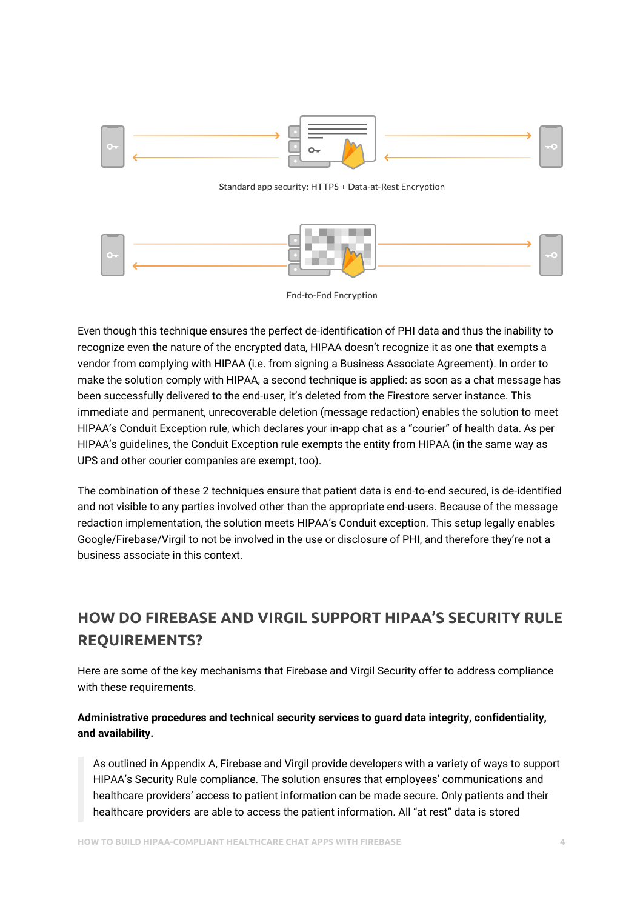Standard app security: HTTPS + Data-at-Rest Encryption

End-to-End Encryption

Even though this technique ensures the perfect de-identification of PHI data and thus the inability to recognize even the nature of the encrypted data, HIPAA doesn't recognize it as one that exempts a vendor from complying with HIPAA (i.e. from signing a Business Associate Agreement). In order to make the solution comply with HIPAA, a second technique is applied: as soon as a chat message has been successfully delivered to the end-user, it's deleted from the Firestore server instance. This immediate and permanent, unrecoverable deletion (message redaction) enables the solution to meet HIPAA's Conduit Exception rule, which declares your in-app chat as a "courier" of health data. As per HIPAA's guidelines, the Conduit Exception rule exempts the entity from HIPAA (in the same way as UPS and other courier companies are exempt, too).

The combination of these 2 techniques ensure that patient data is end-to-end secured, is de-identified and not visible to any parties involved other than the appropriate end-users. Because of the message redaction implementation, the solution meets HIPAA's Conduit exception. This setup legally enables Google/Firebase/Virgil to not be involved in the use or disclosure of PHI, and therefore they're not a business associate in this context.

## HOW DO FIREBASE AND VIRGIL SUPPORT HIPAA'S SECURITY RULE REQUIREMENTS?

Here are some of the key mechanisms that Firebase and Virgil Security offer to address compliance with these requirements.

**Administrative procedures and technical security services to guard data integrity, confidentiality, and availability.**

> As outlined in Appendix A, Firebase and Virgil provide developers with a variety of ways to support HIPAA's Security Rule compliance. The solution ensures that employees' communications and healthcare providers' access to patient information can be made secure. Only patients and their healthcare providers are able to access the patient information. All "at rest" data is stored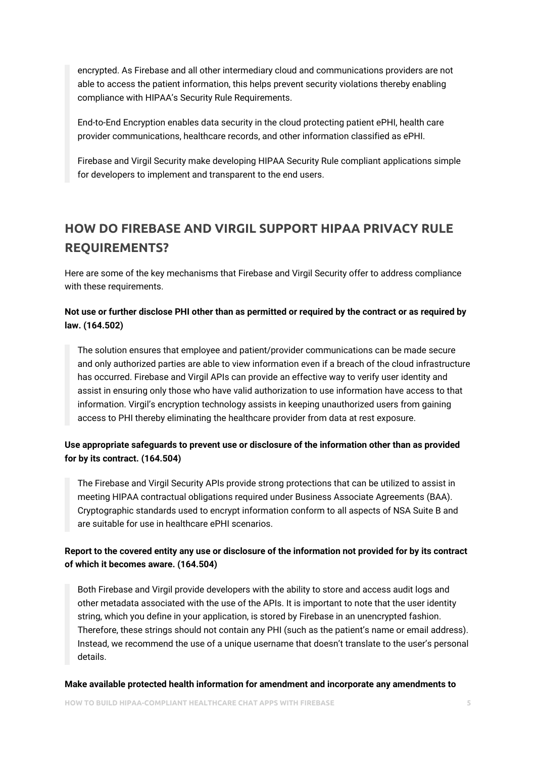> encrypted. As Firebase and all other intermediary cloud and communications providers are not able to access the patient information, this helps prevent security violations thereby enabling compliance with HIPAA's Security Rule Requirements.
>
> End-to-End Encryption enables data security in the cloud protecting patient ePHI, health care provider communications, healthcare records, and other information classified as ePHI.
>
> Firebase and Virgil Security make developing HIPAA Security Rule compliant applications simple for developers to implement and transparent to the end users.

## HOW DO FIREBASE AND VIRGIL SUPPORT HIPAA PRIVACY RULE REQUIREMENTS?

Here are some of the key mechanisms that Firebase and Virgil Security offer to address compliance with these requirements.

**Not use or further disclose PHI other than as permitted or required by the contract or as required by law. (164.502)**

> The solution ensures that employee and patient/provider communications can be made secure and only authorized parties are able to view information even if a breach of the cloud infrastructure has occurred. Firebase and Virgil APIs can provide an effective way to verify user identity and assist in ensuring only those who have valid authorization to use information have access to that information. Virgil's encryption technology assists in keeping unauthorized users from gaining access to PHI thereby eliminating the healthcare provider from data at rest exposure.

**Use appropriate safeguards to prevent use or disclosure of the information other than as provided for by its contract. (164.504)**

> The Firebase and Virgil Security APIs provide strong protections that can be utilized to assist in meeting HIPAA contractual obligations required under Business Associate Agreements (BAA). Cryptographic standards used to encrypt information conform to all aspects of NSA Suite B and are suitable for use in healthcare ePHI scenarios.

**Report to the covered entity any use or disclosure of the information not provided for by its contract of which it becomes aware. (164.504)**

> Both Firebase and Virgil provide developers with the ability to store and access audit logs and other metadata associated with the use of the APIs. It is important to note that the user identity string, which you define in your application, is stored by Firebase in an unencrypted fashion. Therefore, these strings should not contain any PHI (such as the patient's name or email address). Instead, we recommend the use of a unique username that doesn't translate to the user's personal details.

**Make available protected health information for amendment and incorporate any amendments to**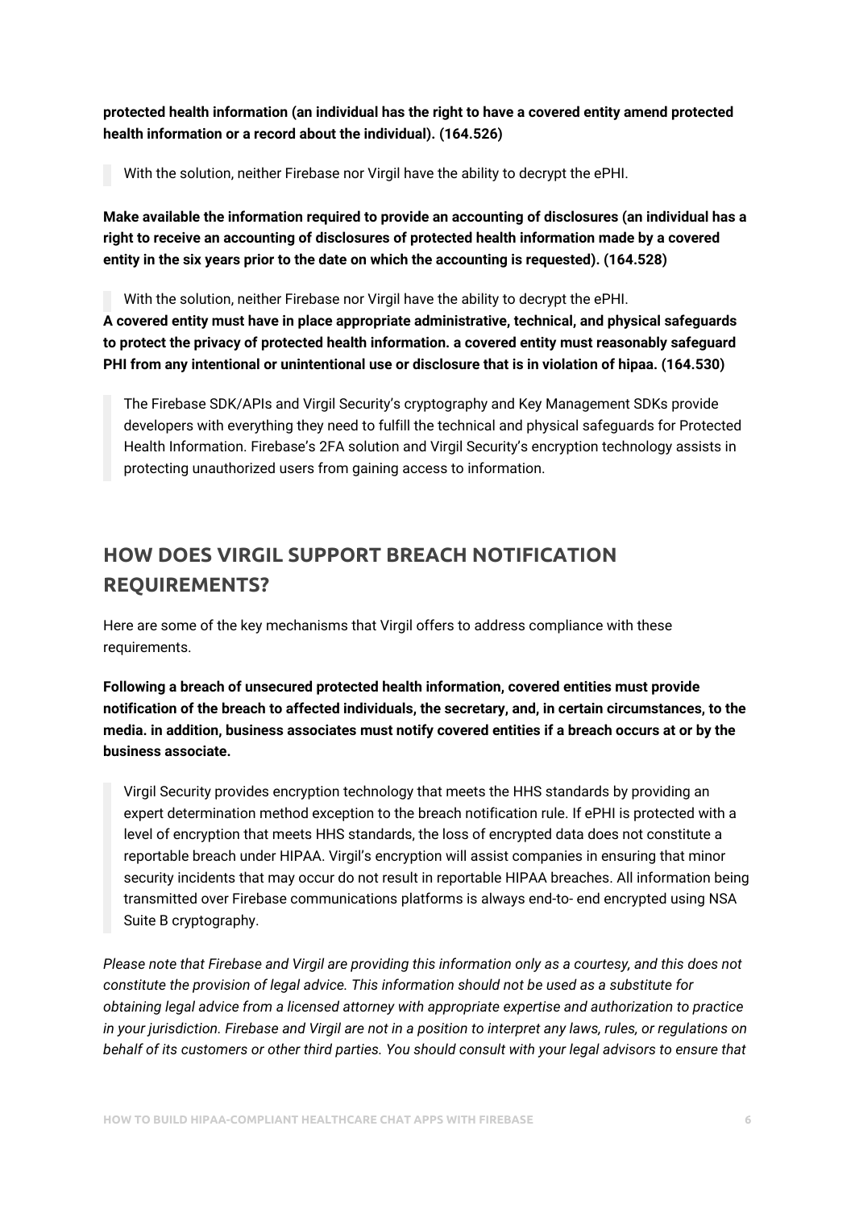**protected health information (an individual has the right to have a covered entity amend protected health information or a record about the individual). (164.526)**

> With the solution, neither Firebase nor Virgil have the ability to decrypt the ePHI.

**Make available the information required to provide an accounting of disclosures (an individual has a right to receive an accounting of disclosures of protected health information made by a covered entity in the six years prior to the date on which the accounting is requested). (164.528)**

> With the solution, neither Firebase nor Virgil have the ability to decrypt the ePHI.

**A covered entity must have in place appropriate administrative, technical, and physical safeguards to protect the privacy of protected health information. a covered entity must reasonably safeguard PHI from any intentional or unintentional use or disclosure that is in violation of hipaa. (164.530)**

> The Firebase SDK/APIs and Virgil Security's cryptography and Key Management SDKs provide developers with everything they need to fulfill the technical and physical safeguards for Protected Health Information. Firebase's 2FA solution and Virgil Security's encryption technology assists in protecting unauthorized users from gaining access to information.

## HOW DOES VIRGIL SUPPORT BREACH NOTIFICATION REQUIREMENTS?

Here are some of the key mechanisms that Virgil offers to address compliance with these requirements.

**Following a breach of unsecured protected health information, covered entities must provide notification of the breach to affected individuals, the secretary, and, in certain circumstances, to the media. in addition, business associates must notify covered entities if a breach occurs at or by the business associate.**

> Virgil Security provides encryption technology that meets the HHS standards by providing an expert determination method exception to the breach notification rule. If ePHI is protected with a level of encryption that meets HHS standards, the loss of encrypted data does not constitute a reportable breach under HIPAA. Virgil's encryption will assist companies in ensuring that minor security incidents that may occur do not result in reportable HIPAA breaches. All information being transmitted over Firebase communications platforms is always end-to- end encrypted using NSA Suite B cryptography.

*Please note that Firebase and Virgil are providing this information only as a courtesy, and this does not constitute the provision of legal advice. This information should not be used as a substitute for obtaining legal advice from a licensed attorney with appropriate expertise and authorization to practice in your jurisdiction. Firebase and Virgil are not in a position to interpret any laws, rules, or regulations on behalf of its customers or other third parties. You should consult with your legal advisors to ensure that*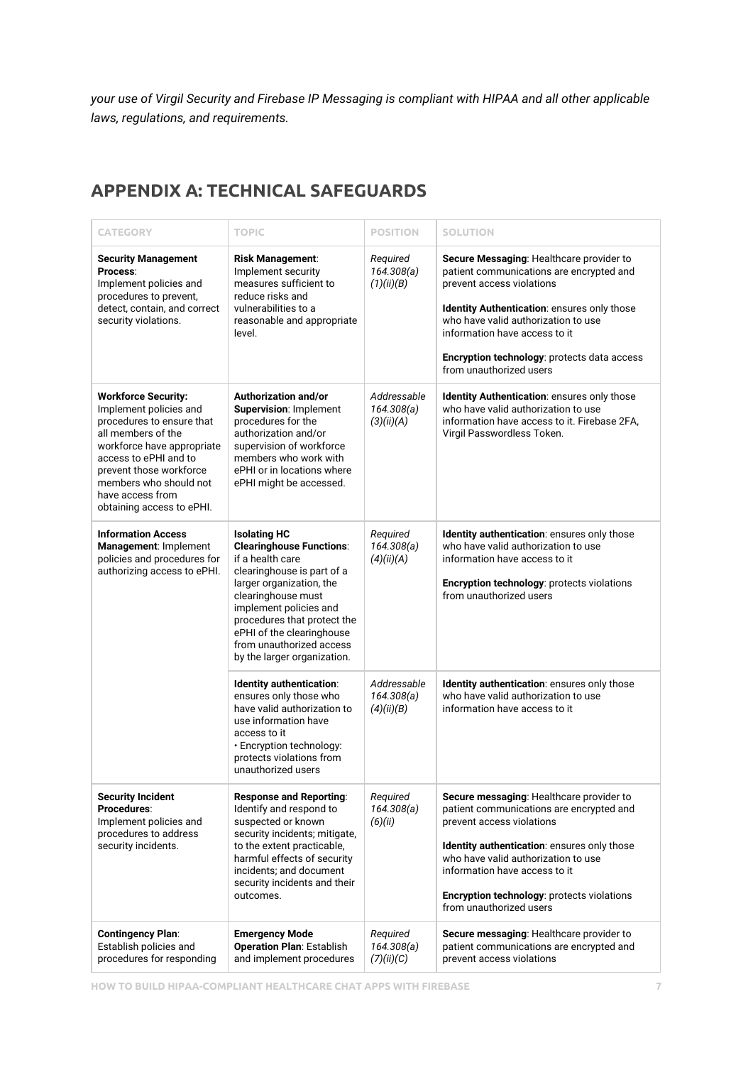*your use of Virgil Security and Firebase IP Messaging is compliant with HIPAA and all other applicable laws, regulations, and requirements.*

## APPENDIX A: TECHNICAL SAFEGUARDS

| CATEGORY | TOPIC | POSITION | SOLUTION |
|---|---|---|---|
| **Security Management Process**: Implement policies and procedures to prevent, detect, contain, and correct security violations. | **Risk Management**: Implement security measures sufficient to reduce risks and vulnerabilities to a reasonable and appropriate level. | *Required 164.308(a)(1)(ii)(B)* | **Secure Messaging**: Healthcare provider to patient communications are encrypted and prevent access violations<br><br>**Identity Authentication**: ensures only those who have valid authorization to use information have access to it<br><br>**Encryption technology**: protects data access from unauthorized users |
| **Workforce Security:** Implement policies and procedures to ensure that all members of the workforce have appropriate access to ePHI and to prevent those workforce members who should not have access from obtaining access to ePHI. | **Authorization and/or Supervision**: Implement procedures for the authorization and/or supervision of workforce members who work with ePHI or in locations where ePHI might be accessed. | *Addressable 164.308(a)(3)(ii)(A)* | **Identity Authentication**: ensures only those who have valid authorization to use information have access to it. Firebase 2FA, Virgil Passwordless Token. |
| **Information Access Management**: Implement policies and procedures for authorizing access to ePHI. | **Isolating HC Clearinghouse Functions**: if a health care clearinghouse is part of a larger organization, the clearinghouse must implement policies and procedures that protect the ePHI of the clearinghouse from unauthorized access by the larger organization. | *Required 164.308(a)(4)(ii)(A)* | **Identity authentication**: ensures only those who have valid authorization to use information have access to it<br><br>**Encryption technology**: protects violations from unauthorized users |
| | **Identity authentication**: ensures only those who have valid authorization to use information have access to it<br>• Encryption technology: protects violations from unauthorized users | *Addressable 164.308(a)(4)(ii)(B)* | **Identity authentication**: ensures only those who have valid authorization to use information have access to it |
| **Security Incident Procedures**: Implement policies and procedures to address security incidents. | **Response and Reporting**: Identify and respond to suspected or known security incidents; mitigate, to the extent practicable, harmful effects of security incidents; and document security incidents and their outcomes. | *Required 164.308(a)(6)(ii)* | **Secure messaging**: Healthcare provider to patient communications are encrypted and prevent access violations<br><br>**Identity authentication**: ensures only those who have valid authorization to use information have access to it<br><br>**Encryption technology**: protects violations from unauthorized users |
| **Contingency Plan**: Establish policies and procedures for responding | **Emergency Mode Operation Plan**: Establish and implement procedures | *Required 164.308(a)(7)(ii)(C)* | **Secure messaging**: Healthcare provider to patient communications are encrypted and prevent access violations |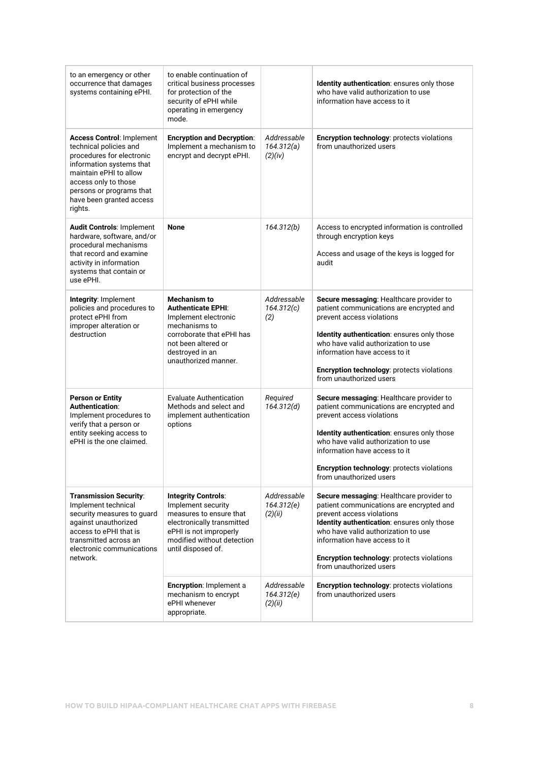| | | | |
|---|---|---|---|
| to an emergency or other occurrence that damages systems containing ePHI. | to enable continuation of critical business processes for protection of the security of ePHI while operating in emergency mode. | | **Identity authentication**: ensures only those who have valid authorization to use information have access to it |
| **Access Control**: Implement technical policies and procedures for electronic information systems that maintain ePHI to allow access only to those persons or programs that have been granted access rights. | **Encryption and Decryption**: Implement a mechanism to encrypt and decrypt ePHI. | *Addressable 164.312(a)(2)(iv)* | **Encryption technology**: protects violations from unauthorized users |
| **Audit Controls**: Implement hardware, software, and/or procedural mechanisms that record and examine activity in information systems that contain or use ePHI. | **None** | *164.312(b)* | Access to encrypted information is controlled through encryption keys<br><br>Access and usage of the keys is logged for audit |
| **Integrity**: Implement policies and procedures to protect ePHI from improper alteration or destruction | **Mechanism to Authenticate EPHI**: Implement electronic mechanisms to corroborate that ePHI has not been altered or destroyed in an unauthorized manner. | *Addressable 164.312(c)(2)* | **Secure messaging**: Healthcare provider to patient communications are encrypted and prevent access violations<br><br>**Identity authentication**: ensures only those who have valid authorization to use information have access to it<br><br>**Encryption technology**: protects violations from unauthorized users |
| **Person or Entity Authentication**: Implement procedures to verify that a person or entity seeking access to ePHI is the one claimed. | Evaluate Authentication Methods and select and implement authentication options | *Required 164.312(d)* | **Secure messaging**: Healthcare provider to patient communications are encrypted and prevent access violations<br><br>**Identity authentication**: ensures only those who have valid authorization to use information have access to it<br><br>**Encryption technology**: protects violations from unauthorized users |
| **Transmission Security**: Implement technical security measures to guard against unauthorized access to ePHI that is transmitted across an electronic communications network. | **Integrity Controls**: Implement security measures to ensure that electronically transmitted ePHI is not improperly modified without detection until disposed of. | *Addressable 164.312(e)(2)(ii)* | **Secure messaging**: Healthcare provider to patient communications are encrypted and prevent access violations<br>**Identity authentication**: ensures only those who have valid authorization to use information have access to it<br><br>**Encryption technology**: protects violations from unauthorized users |
| | **Encryption**: Implement a mechanism to encrypt ePHI whenever appropriate. | *Addressable 164.312(e)(2)(ii)* | **Encryption technology**: protects violations from unauthorized users |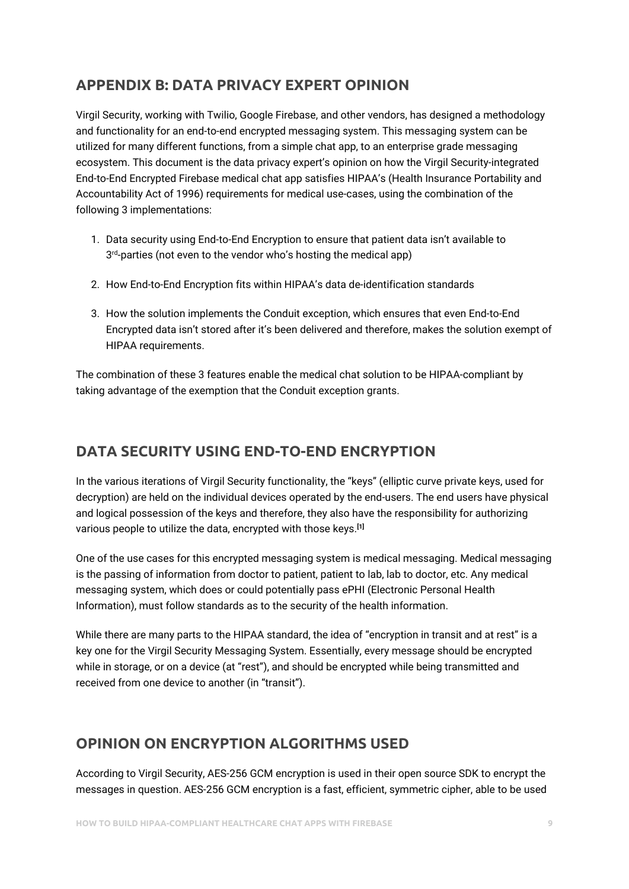## APPENDIX B: DATA PRIVACY EXPERT OPINION

Virgil Security, working with Twilio, Google Firebase, and other vendors, has designed a methodology and functionality for an end-to-end encrypted messaging system. This messaging system can be utilized for many different functions, from a simple chat app, to an enterprise grade messaging ecosystem. This document is the data privacy expert's opinion on how the Virgil Security-integrated End-to-End Encrypted Firebase medical chat app satisfies HIPAA's (Health Insurance Portability and Accountability Act of 1996) requirements for medical use-cases, using the combination of the following 3 implementations:

1. Data security using End-to-End Encryption to ensure that patient data isn't available to 3rd-parties (not even to the vendor who's hosting the medical app)
2. How End-to-End Encryption fits within HIPAA's data de-identification standards
3. How the solution implements the Conduit exception, which ensures that even End-to-End Encrypted data isn't stored after it's been delivered and therefore, makes the solution exempt of HIPAA requirements.

The combination of these 3 features enable the medical chat solution to be HIPAA-compliant by taking advantage of the exemption that the Conduit exception grants.

## DATA SECURITY USING END-TO-END ENCRYPTION

In the various iterations of Virgil Security functionality, the "keys" (elliptic curve private keys, used for decryption) are held on the individual devices operated by the end-users. The end users have physical and logical possession of the keys and therefore, they also have the responsibility for authorizing various people to utilize the data, encrypted with those keys.[1]

One of the use cases for this encrypted messaging system is medical messaging. Medical messaging is the passing of information from doctor to patient, patient to lab, lab to doctor, etc. Any medical messaging system, which does or could potentially pass ePHI (Electronic Personal Health Information), must follow standards as to the security of the health information.

While there are many parts to the HIPAA standard, the idea of "encryption in transit and at rest" is a key one for the Virgil Security Messaging System. Essentially, every message should be encrypted while in storage, or on a device (at "rest"), and should be encrypted while being transmitted and received from one device to another (in "transit").

## OPINION ON ENCRYPTION ALGORITHMS USED

According to Virgil Security, AES-256 GCM encryption is used in their open source SDK to encrypt the messages in question. AES-256 GCM encryption is a fast, efficient, symmetric cipher, able to be used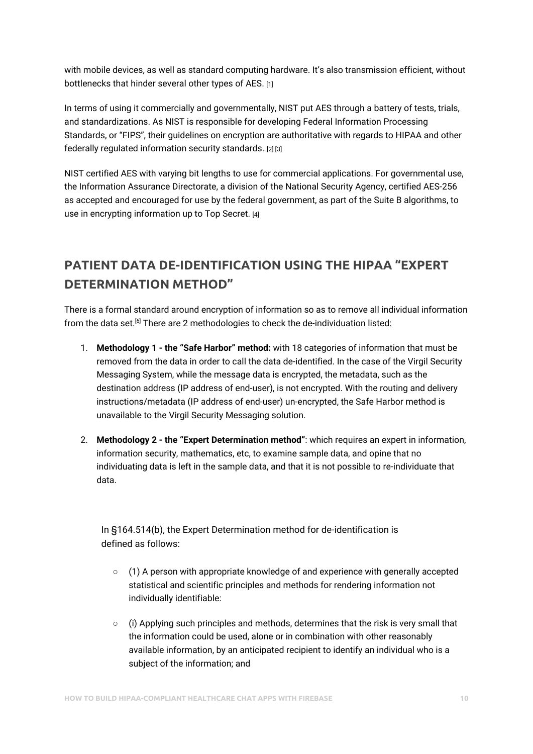with mobile devices, as well as standard computing hardware. It's also transmission efficient, without bottlenecks that hinder several other types of AES. [1]

In terms of using it commercially and governmentally, NIST put AES through a battery of tests, trials, and standardizations. As NIST is responsible for developing Federal Information Processing Standards, or "FIPS", their guidelines on encryption are authoritative with regards to HIPAA and other federally regulated information security standards. [2] [3]

NIST certified AES with varying bit lengths to use for commercial applications. For governmental use, the Information Assurance Directorate, a division of the National Security Agency, certified AES-256 as accepted and encouraged for use by the federal government, as part of the Suite B algorithms, to use in encrypting information up to Top Secret. [4]

## PATIENT DATA DE-IDENTIFICATION USING THE HIPAA "EXPERT DETERMINATION METHOD"

There is a formal standard around encryption of information so as to remove all individual information from the data set.[6] There are 2 methodologies to check the de-individuation listed:

1. **Methodology 1 - the "Safe Harbor" method:** with 18 categories of information that must be removed from the data in order to call the data de-identified. In the case of the Virgil Security Messaging System, while the message data is encrypted, the metadata, such as the destination address (IP address of end-user), is not encrypted. With the routing and delivery instructions/metadata (IP address of end-user) un-encrypted, the Safe Harbor method is unavailable to the Virgil Security Messaging solution.
2. **Methodology 2 - the "Expert Determination method"**: which requires an expert in information, information security, mathematics, etc, to examine sample data, and opine that no individuating data is left in the sample data, and that it is not possible to re-individuate that data.

In §164.514(b), the Expert Determination method for de-identification is defined as follows:

- (1) A person with appropriate knowledge of and experience with generally accepted statistical and scientific principles and methods for rendering information not individually identifiable:
- (i) Applying such principles and methods, determines that the risk is very small that the information could be used, alone or in combination with other reasonably available information, by an anticipated recipient to identify an individual who is a subject of the information; and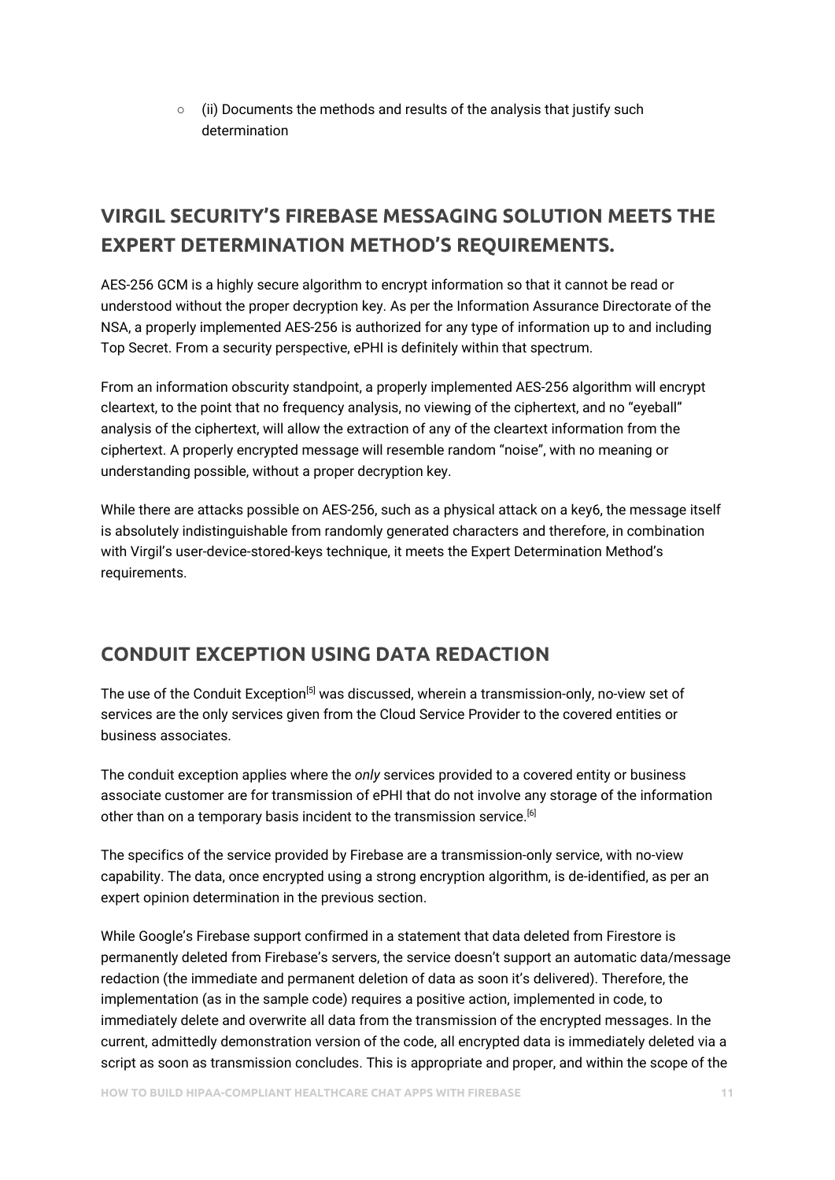- (ii) Documents the methods and results of the analysis that justify such determination

## VIRGIL SECURITY'S FIREBASE MESSAGING SOLUTION MEETS THE EXPERT DETERMINATION METHOD'S REQUIREMENTS.

AES-256 GCM is a highly secure algorithm to encrypt information so that it cannot be read or understood without the proper decryption key. As per the Information Assurance Directorate of the NSA, a properly implemented AES-256 is authorized for any type of information up to and including Top Secret. From a security perspective, ePHI is definitely within that spectrum.

From an information obscurity standpoint, a properly implemented AES-256 algorithm will encrypt cleartext, to the point that no frequency analysis, no viewing of the ciphertext, and no "eyeball" analysis of the ciphertext, will allow the extraction of any of the cleartext information from the ciphertext. A properly encrypted message will resemble random "noise", with no meaning or understanding possible, without a proper decryption key.

While there are attacks possible on AES-256, such as a physical attack on a key6, the message itself is absolutely indistinguishable from randomly generated characters and therefore, in combination with Virgil's user-device-stored-keys technique, it meets the Expert Determination Method's requirements.

## CONDUIT EXCEPTION USING DATA REDACTION

The use of the Conduit Exception[5] was discussed, wherein a transmission-only, no-view set of services are the only services given from the Cloud Service Provider to the covered entities or business associates.

The conduit exception applies where the *only* services provided to a covered entity or business associate customer are for transmission of ePHI that do not involve any storage of the information other than on a temporary basis incident to the transmission service.[6]

The specifics of the service provided by Firebase are a transmission-only service, with no-view capability. The data, once encrypted using a strong encryption algorithm, is de-identified, as per an expert opinion determination in the previous section.

While Google's Firebase support confirmed in a statement that data deleted from Firestore is permanently deleted from Firebase's servers, the service doesn't support an automatic data/message redaction (the immediate and permanent deletion of data as soon it's delivered). Therefore, the implementation (as in the sample code) requires a positive action, implemented in code, to immediately delete and overwrite all data from the transmission of the encrypted messages. In the current, admittedly demonstration version of the code, all encrypted data is immediately deleted via a script as soon as transmission concludes. This is appropriate and proper, and within the scope of the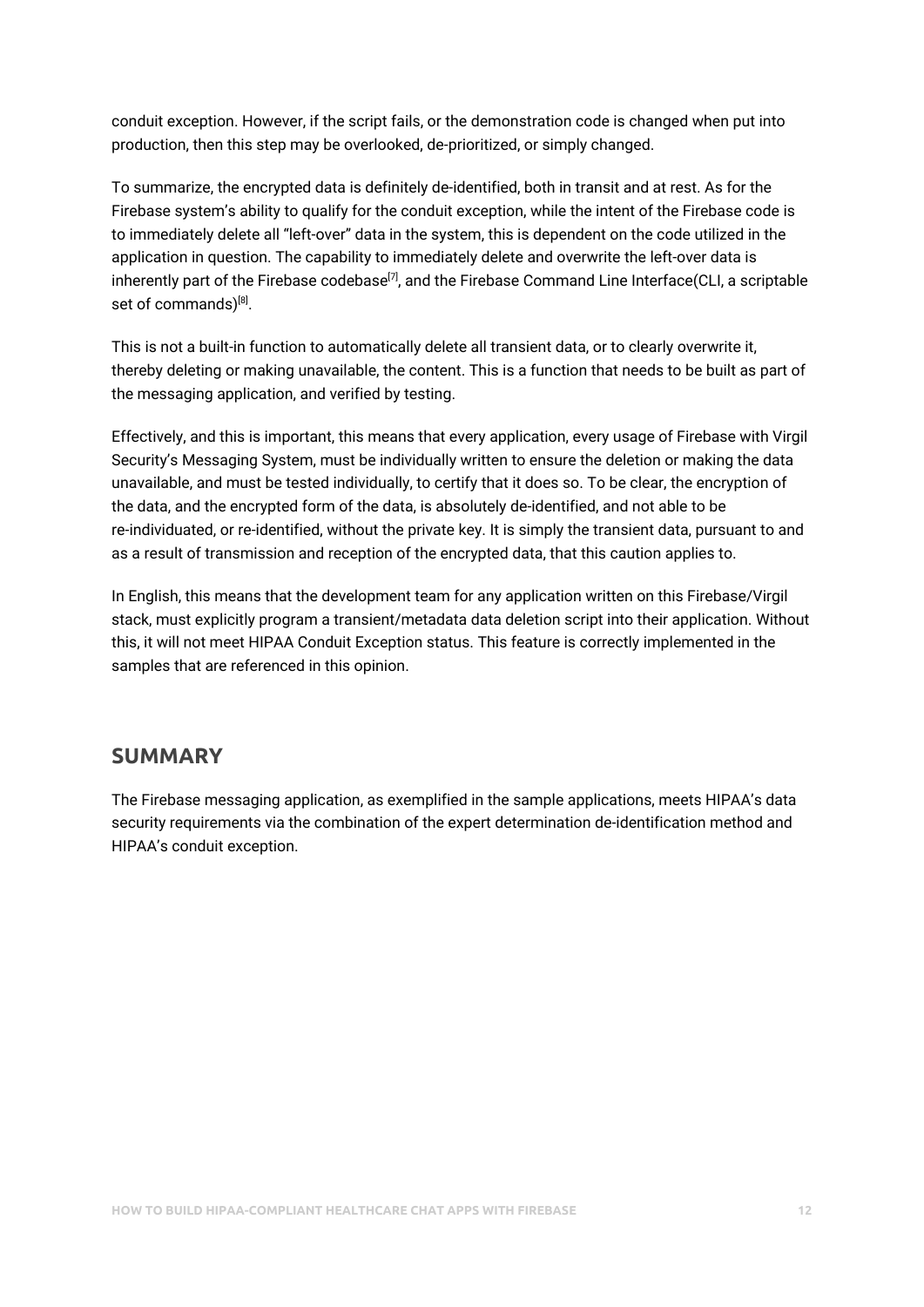conduit exception. However, if the script fails, or the demonstration code is changed when put into production, then this step may be overlooked, de-prioritized, or simply changed.

To summarize, the encrypted data is definitely de-identified, both in transit and at rest. As for the Firebase system's ability to qualify for the conduit exception, while the intent of the Firebase code is to immediately delete all "left-over" data in the system, this is dependent on the code utilized in the application in question. The capability to immediately delete and overwrite the left-over data is inherently part of the Firebase codebase[7], and the Firebase Command Line Interface(CLI, a scriptable set of commands)[8].

This is not a built-in function to automatically delete all transient data, or to clearly overwrite it, thereby deleting or making unavailable, the content. This is a function that needs to be built as part of the messaging application, and verified by testing.

Effectively, and this is important, this means that every application, every usage of Firebase with Virgil Security's Messaging System, must be individually written to ensure the deletion or making the data unavailable, and must be tested individually, to certify that it does so. To be clear, the encryption of the data, and the encrypted form of the data, is absolutely de-identified, and not able to be re-individuated, or re-identified, without the private key. It is simply the transient data, pursuant to and as a result of transmission and reception of the encrypted data, that this caution applies to.

In English, this means that the development team for any application written on this Firebase/Virgil stack, must explicitly program a transient/metadata data deletion script into their application. Without this, it will not meet HIPAA Conduit Exception status. This feature is correctly implemented in the samples that are referenced in this opinion.

## SUMMARY

The Firebase messaging application, as exemplified in the sample applications, meets HIPAA's data security requirements via the combination of the expert determination de-identification method and HIPAA's conduit exception.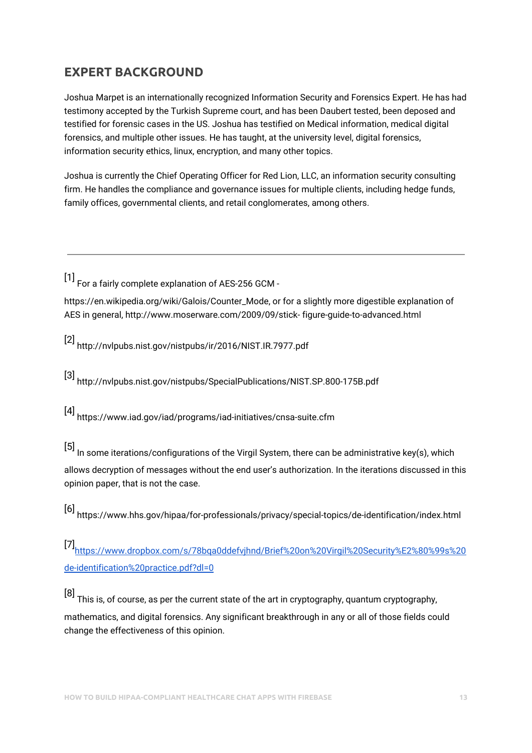## EXPERT BACKGROUND

Joshua Marpet is an internationally recognized Information Security and Forensics Expert. He has had testimony accepted by the Turkish Supreme court, and has been Daubert tested, been deposed and testified for forensic cases in the US. Joshua has testified on Medical information, medical digital forensics, and multiple other issues. He has taught, at the university level, digital forensics, information security ethics, linux, encryption, and many other topics.

Joshua is currently the Chief Operating Officer for Red Lion, LLC, an information security consulting firm. He handles the compliance and governance issues for multiple clients, including hedge funds, family offices, governmental clients, and retail conglomerates, among others.

---

[1] For a fairly complete explanation of AES-256 GCM - https://en.wikipedia.org/wiki/Galois/Counter_Mode, or for a slightly more digestible explanation of AES in general, http://www.moserware.com/2009/09/stick- figure-guide-to-advanced.html

[2] http://nvlpubs.nist.gov/nistpubs/ir/2016/NIST.IR.7977.pdf

[3] http://nvlpubs.nist.gov/nistpubs/SpecialPublications/NIST.SP.800-175B.pdf

[4] https://www.iad.gov/iad/programs/iad-initiatives/cnsa-suite.cfm

[5] In some iterations/configurations of the Virgil System, there can be administrative key(s), which allows decryption of messages without the end user's authorization. In the iterations discussed in this opinion paper, that is not the case.

[6] https://www.hhs.gov/hipaa/for-professionals/privacy/special-topics/de-identification/index.html

[7] [https://www.dropbox.com/s/78bqa0ddefvjhnd/Brief%20on%20Virgil%20Security%E2%80%99s%20de-identification%20practice.pdf?dl=0](https://www.dropbox.com/s/78bqa0ddefvjhnd/Brief%20on%20Virgil%20Security%E2%80%99s%20de-identification%20practice.pdf?dl=0)

[8] This is, of course, as per the current state of the art in cryptography, quantum cryptography, mathematics, and digital forensics. Any significant breakthrough in any or all of those fields could change the effectiveness of this opinion.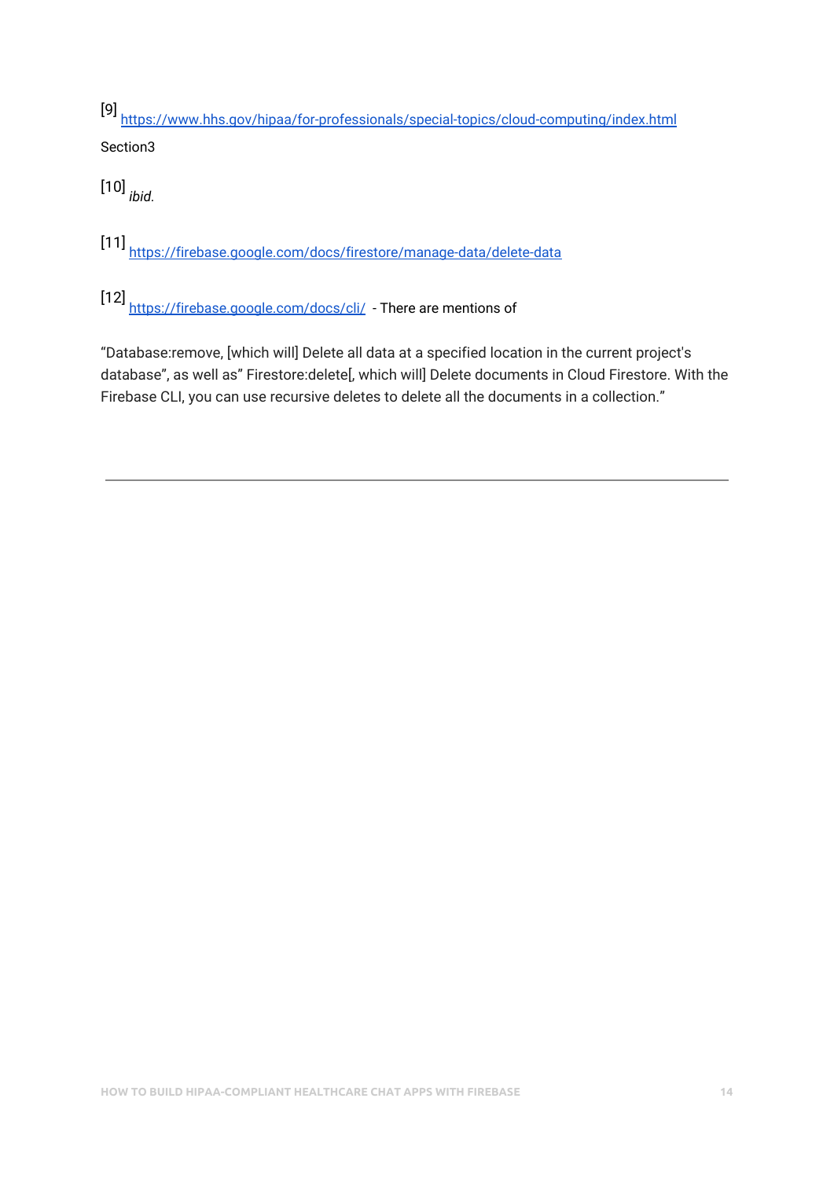[9] https://www.hhs.gov/hipaa/for-professionals/special-topics/cloud-computing/index.html

Section3

[10] *ibid.*

[11] https://firebase.google.com/docs/firestore/manage-data/delete-data

[12] https://firebase.google.com/docs/cli/ - There are mentions of

“Database:remove, [which will] Delete all data at a specified location in the current project's database”, as well as” Firestore:delete[, which will] Delete documents in Cloud Firestore. With the Firebase CLI, you can use recursive deletes to delete all the documents in a collection.”

---